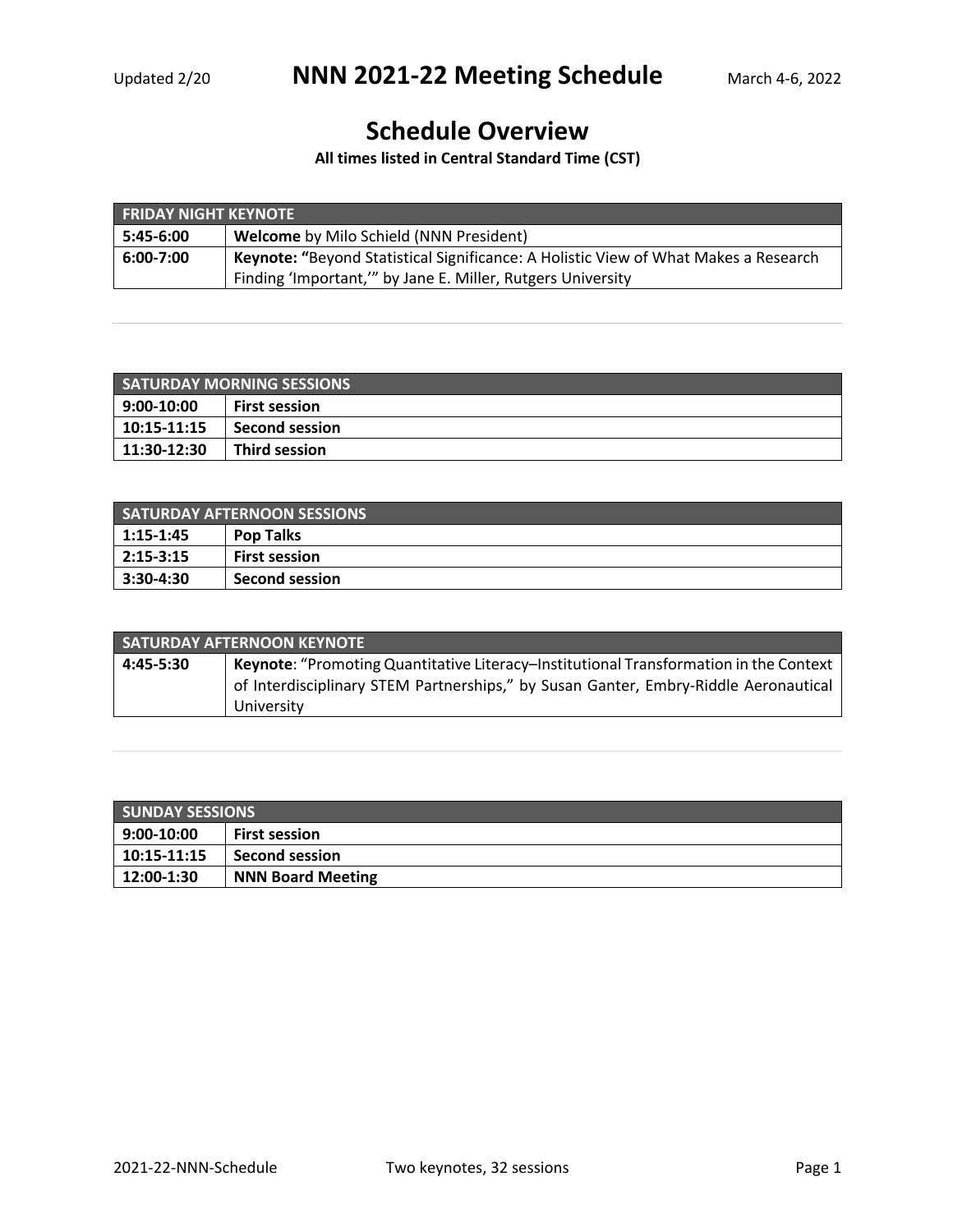Updated 2/20

# NNN 2021-22 Meeting Schedule

March 4-6, 2022

## Schedule Overview

**All times listed in Central Standard Time (CST)**

| FRIDAY NIGHT KEYNOTE | |
|---|---|
| **5:45-6:00** | **Welcome** by Milo Schield (NNN President) |
| **6:00-7:00** | **Keynote: "**Beyond Statistical Significance: A Holistic View of What Makes a Research Finding 'Important,'" by Jane E. Miller, Rutgers University |

| SATURDAY MORNING SESSIONS | |
|---|---|
| **9:00-10:00** | **First session** |
| **10:15-11:15** | **Second session** |
| **11:30-12:30** | **Third session** |

| SATURDAY AFTERNOON SESSIONS | |
|---|---|
| **1:15-1:45** | **Pop Talks** |
| **2:15-3:15** | **First session** |
| **3:30-4:30** | **Second session** |

| SATURDAY AFTERNOON KEYNOTE | |
|---|---|
| **4:45-5:30** | **Keynote**: "Promoting Quantitative Literacy–Institutional Transformation in the Context of Interdisciplinary STEM Partnerships," by Susan Ganter, Embry-Riddle Aeronautical University |

| SUNDAY SESSIONS | |
|---|---|
| **9:00-10:00** | **First session** |
| **10:15-11:15** | **Second session** |
| **12:00-1:30** | **NNN Board Meeting** |

Two keynotes, 32 sessions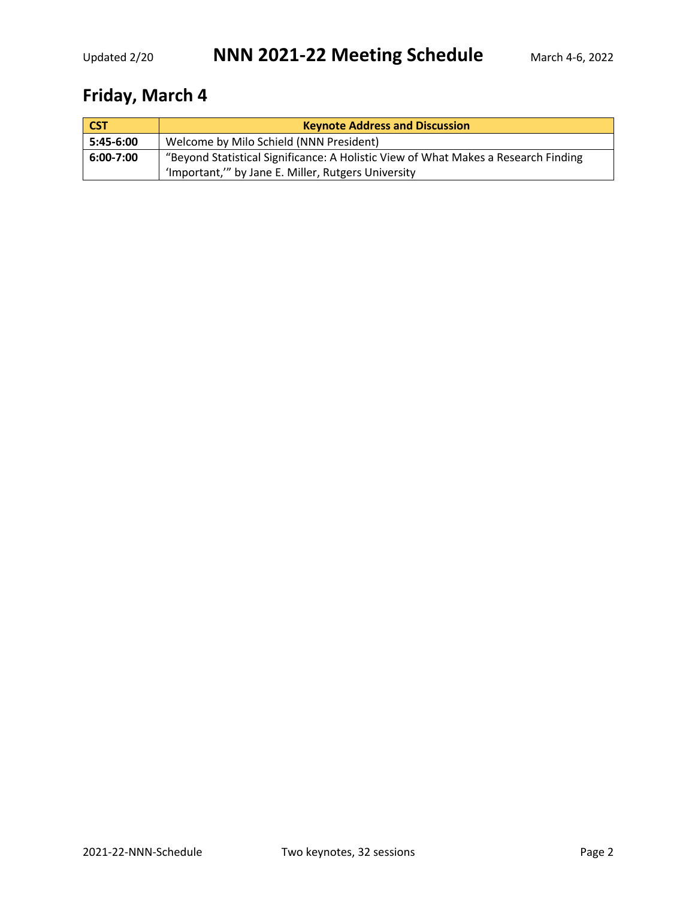## Friday, March 4

| CST | Keynote Address and Discussion |
| --- | --- |
| **5:45-6:00** | Welcome by Milo Schield (NNN President) |
| **6:00-7:00** | "Beyond Statistical Significance: A Holistic View of What Makes a Research Finding 'Important,'" by Jane E. Miller, Rutgers University |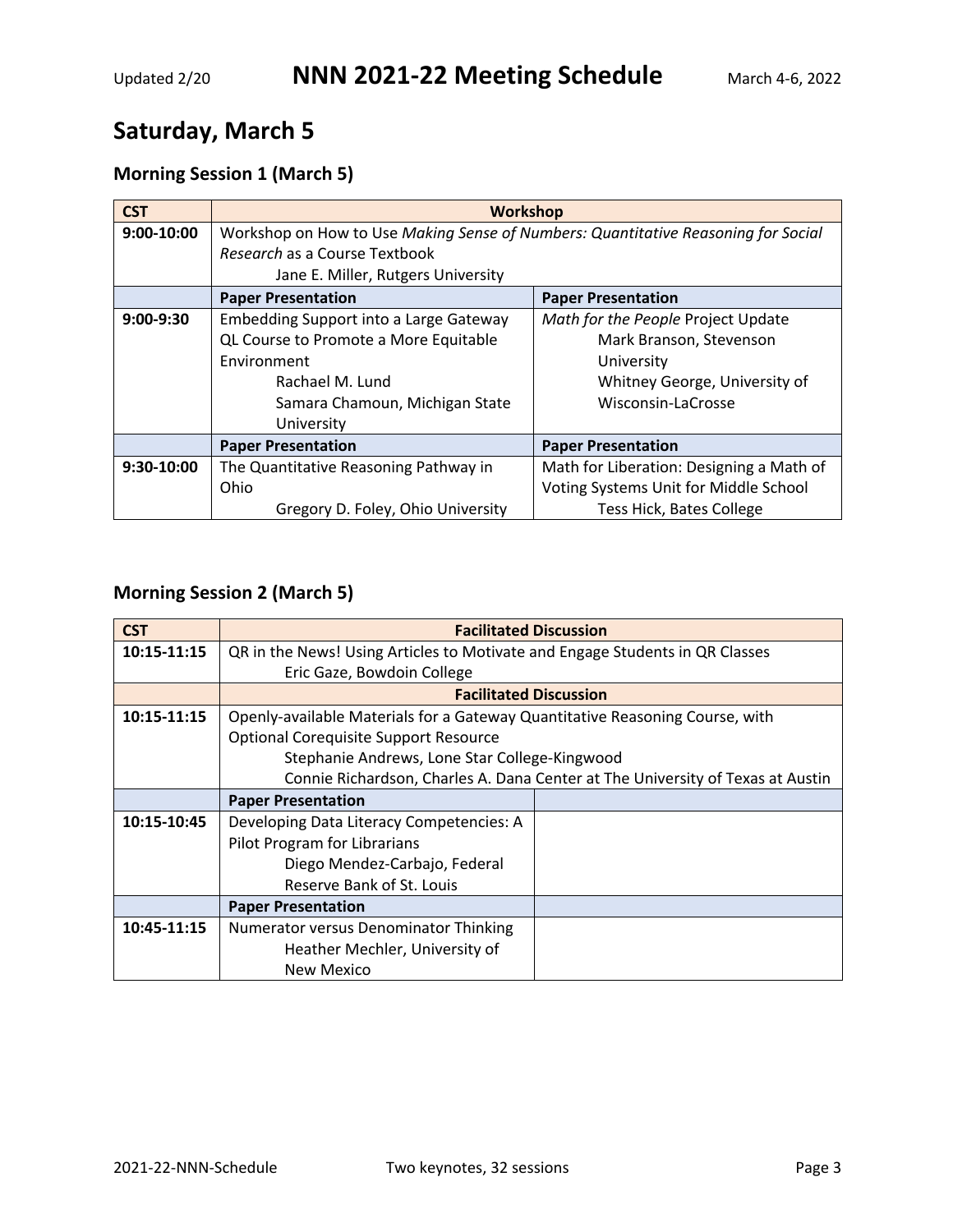## Saturday, March 5

### Morning Session 1 (March 5)

| CST | Workshop | |
|---|---|---|
| 9:00-10:00 | Workshop on How to Use *Making Sense of Numbers: Quantitative Reasoning for Social Research* as a Course Textbook<br>Jane E. Miller, Rutgers University | |
| | **Paper Presentation** | **Paper Presentation** |
| 9:00-9:30 | Embedding Support into a Large Gateway QL Course to Promote a More Equitable Environment<br>Rachael M. Lund<br>Samara Chamoun, Michigan State University | *Math for the People* Project Update<br>Mark Branson, Stevenson University<br>Whitney George, University of Wisconsin-LaCrosse |
| | **Paper Presentation** | **Paper Presentation** |
| 9:30-10:00 | The Quantitative Reasoning Pathway in Ohio<br>Gregory D. Foley, Ohio University | Math for Liberation: Designing a Math of Voting Systems Unit for Middle School<br>Tess Hick, Bates College |

### Morning Session 2 (March 5)

| CST | Facilitated Discussion | |
|---|---|---|
| 10:15-11:15 | QR in the News! Using Articles to Motivate and Engage Students in QR Classes<br>Eric Gaze, Bowdoin College | |
| | **Facilitated Discussion** | |
| 10:15-11:15 | Openly-available Materials for a Gateway Quantitative Reasoning Course, with Optional Corequisite Support Resource<br>Stephanie Andrews, Lone Star College-Kingwood<br>Connie Richardson, Charles A. Dana Center at The University of Texas at Austin | |
| | **Paper Presentation** | |
| 10:15-10:45 | Developing Data Literacy Competencies: A Pilot Program for Librarians<br>Diego Mendez-Carbajo, Federal Reserve Bank of St. Louis | |
| | **Paper Presentation** | |
| 10:45-11:15 | Numerator versus Denominator Thinking<br>Heather Mechler, University of New Mexico | |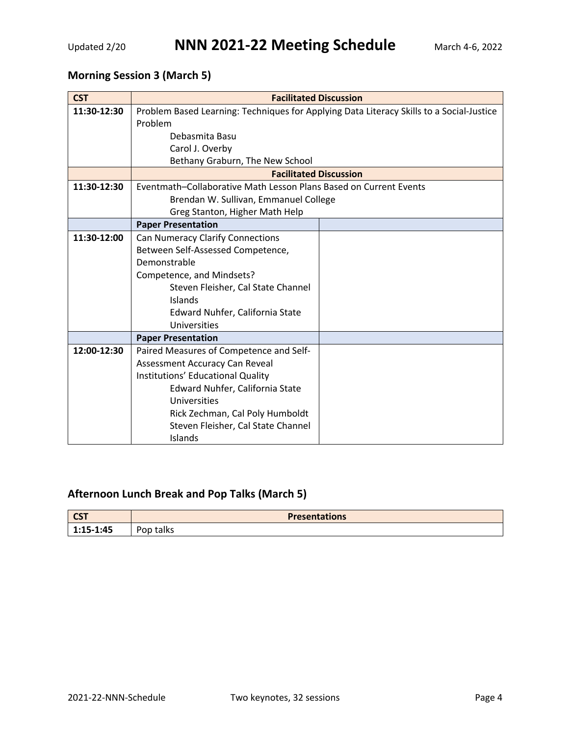## Morning Session 3 (March 5)

| CST | Facilitated Discussion | |
|---|---|---|
| 11:30-12:30 | Problem Based Learning: Techniques for Applying Data Literacy Skills to a Social-Justice Problem<br>Debasmita Basu<br>Carol J. Overby<br>Bethany Graburn, The New School | |
| | **Facilitated Discussion** | |
| 11:30-12:30 | Eventmath–Collaborative Math Lesson Plans Based on Current Events<br>Brendan W. Sullivan, Emmanuel College<br>Greg Stanton, Higher Math Help | |
| | **Paper Presentation** | |
| 11:30-12:00 | Can Numeracy Clarify Connections Between Self-Assessed Competence, Demonstrable Competence, and Mindsets?<br>Steven Fleisher, Cal State Channel Islands<br>Edward Nuhfer, California State Universities | |
| | **Paper Presentation** | |
| 12:00-12:30 | Paired Measures of Competence and Self-Assessment Accuracy Can Reveal Institutions' Educational Quality<br>Edward Nuhfer, California State Universities<br>Rick Zechman, Cal Poly Humboldt<br>Steven Fleisher, Cal State Channel Islands | |

## Afternoon Lunch Break and Pop Talks (March 5)

| CST | Presentations |
|---|---|
| 1:15-1:45 | Pop talks |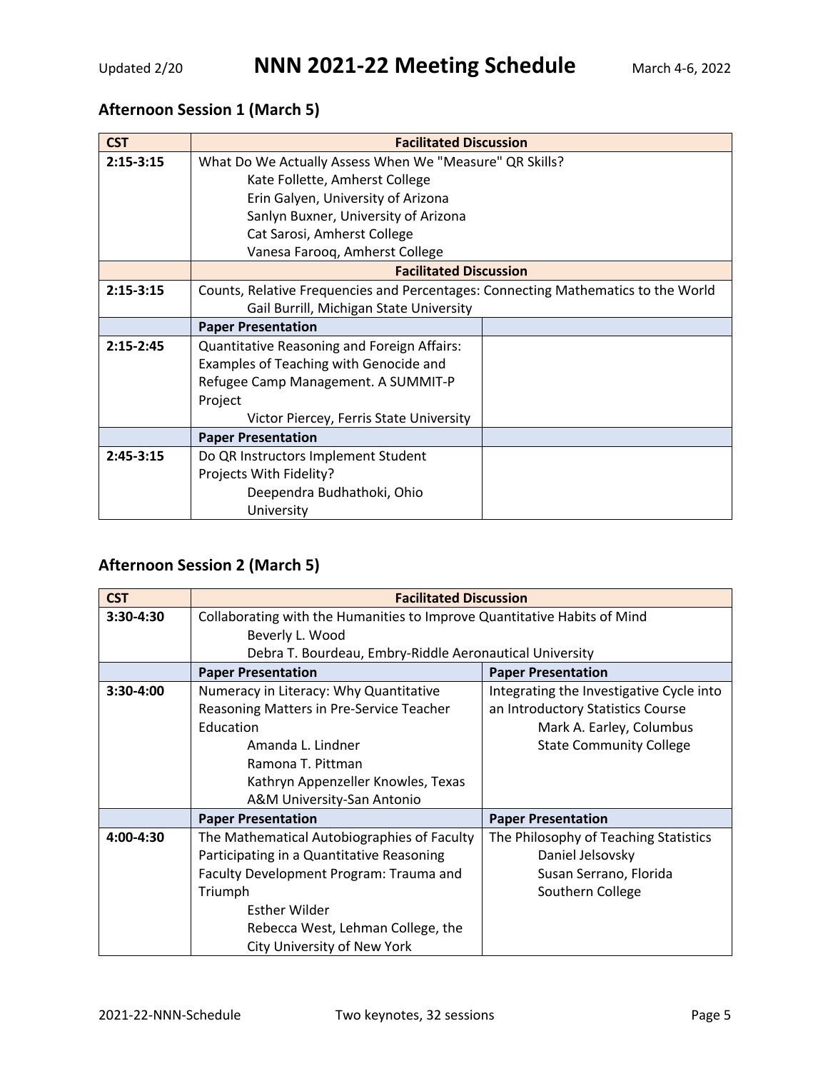# NNN 2021-22 Meeting Schedule

Updated 2/20 — March 4-6, 2022

## Afternoon Session 1 (March 5)

| CST | Facilitated Discussion | |
|---|---|---|
| 2:15-3:15 | What Do We Actually Assess When We "Measure" QR Skills?<br>Kate Follette, Amherst College<br>Erin Galyen, University of Arizona<br>Sanlyn Buxner, University of Arizona<br>Cat Sarosi, Amherst College<br>Vanesa Farooq, Amherst College | |
| | **Facilitated Discussion** | |
| 2:15-3:15 | Counts, Relative Frequencies and Percentages: Connecting Mathematics to the World<br>Gail Burrill, Michigan State University | |
| | **Paper Presentation** | |
| 2:15-2:45 | Quantitative Reasoning and Foreign Affairs: Examples of Teaching with Genocide and Refugee Camp Management. A SUMMIT-P Project<br>Victor Piercey, Ferris State University | |
| | **Paper Presentation** | |
| 2:45-3:15 | Do QR Instructors Implement Student Projects With Fidelity?<br>Deependra Budhathoki, Ohio University | |

## Afternoon Session 2 (March 5)

| CST | Facilitated Discussion | |
|---|---|---|
| 3:30-4:30 | Collaborating with the Humanities to Improve Quantitative Habits of Mind<br>Beverly L. Wood<br>Debra T. Bourdeau, Embry-Riddle Aeronautical University | |
| | **Paper Presentation** | **Paper Presentation** |
| 3:30-4:00 | Numeracy in Literacy: Why Quantitative Reasoning Matters in Pre-Service Teacher Education<br>Amanda L. Lindner<br>Ramona T. Pittman<br>Kathryn Appenzeller Knowles, Texas A&M University-San Antonio | Integrating the Investigative Cycle into an Introductory Statistics Course<br>Mark A. Earley, Columbus State Community College |
| | **Paper Presentation** | **Paper Presentation** |
| 4:00-4:30 | The Mathematical Autobiographies of Faculty Participating in a Quantitative Reasoning Faculty Development Program: Trauma and Triumph<br>Esther Wilder<br>Rebecca West, Lehman College, the City University of New York | The Philosophy of Teaching Statistics<br>Daniel Jelsovsky<br>Susan Serrano, Florida Southern College |

2021-22-NNN-Schedule — Two keynotes, 32 sessions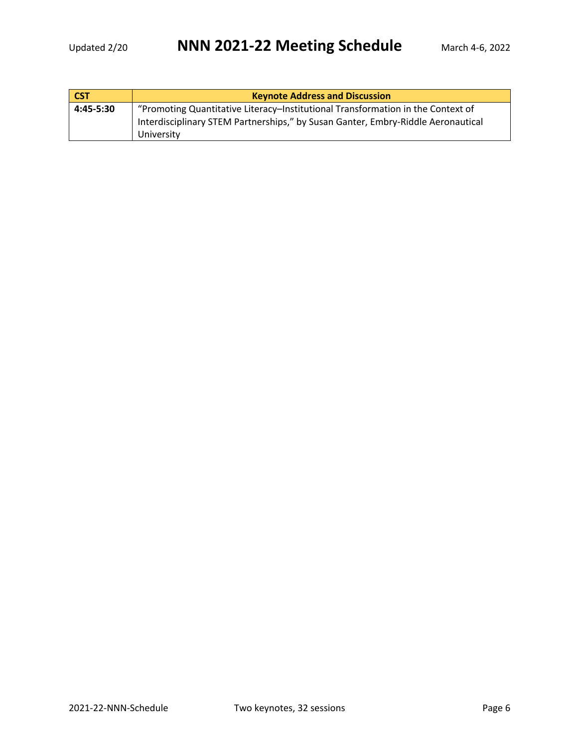| CST | Keynote Address and Discussion |
| --- | --- |
| **4:45-5:30** | "Promoting Quantitative Literacy–Institutional Transformation in the Context of Interdisciplinary STEM Partnerships," by Susan Ganter, Embry-Riddle Aeronautical University |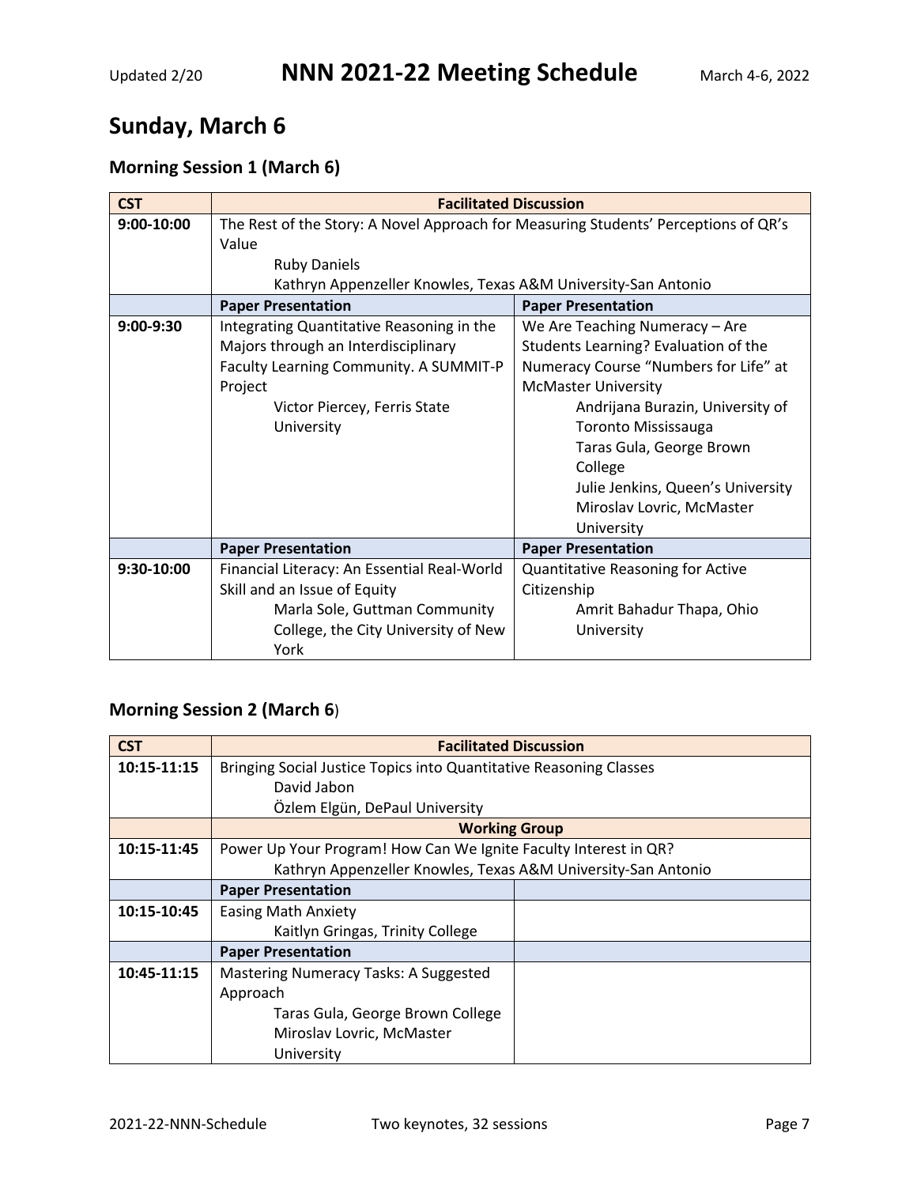## Sunday, March 6

### Morning Session 1 (March 6)

| CST | Facilitated Discussion | |
|---|---|---|
| 9:00-10:00 | The Rest of the Story: A Novel Approach for Measuring Students' Perceptions of QR's Value<br>Ruby Daniels<br>Kathryn Appenzeller Knowles, Texas A&M University-San Antonio | |
| | **Paper Presentation** | **Paper Presentation** |
| 9:00-9:30 | Integrating Quantitative Reasoning in the Majors through an Interdisciplinary Faculty Learning Community. A SUMMIT-P Project<br>Victor Piercey, Ferris State University | We Are Teaching Numeracy – Are Students Learning? Evaluation of the Numeracy Course "Numbers for Life" at McMaster University<br>Andrijana Burazin, University of Toronto Mississauga<br>Taras Gula, George Brown College<br>Julie Jenkins, Queen's University<br>Miroslav Lovric, McMaster University |
| | **Paper Presentation** | **Paper Presentation** |
| 9:30-10:00 | Financial Literacy: An Essential Real-World Skill and an Issue of Equity<br>Marla Sole, Guttman Community College, the City University of New York | Quantitative Reasoning for Active Citizenship<br>Amrit Bahadur Thapa, Ohio University |

### Morning Session 2 (March 6)

| CST | Facilitated Discussion | |
|---|---|---|
| 10:15-11:15 | Bringing Social Justice Topics into Quantitative Reasoning Classes<br>David Jabon<br>Özlem Elgün, DePaul University | |
| | **Working Group** | |
| 10:15-11:45 | Power Up Your Program! How Can We Ignite Faculty Interest in QR?<br>Kathryn Appenzeller Knowles, Texas A&M University-San Antonio | |
| | **Paper Presentation** | |
| 10:15-10:45 | Easing Math Anxiety<br>Kaitlyn Gringas, Trinity College | |
| | **Paper Presentation** | |
| 10:45-11:15 | Mastering Numeracy Tasks: A Suggested Approach<br>Taras Gula, George Brown College<br>Miroslav Lovric, McMaster University | |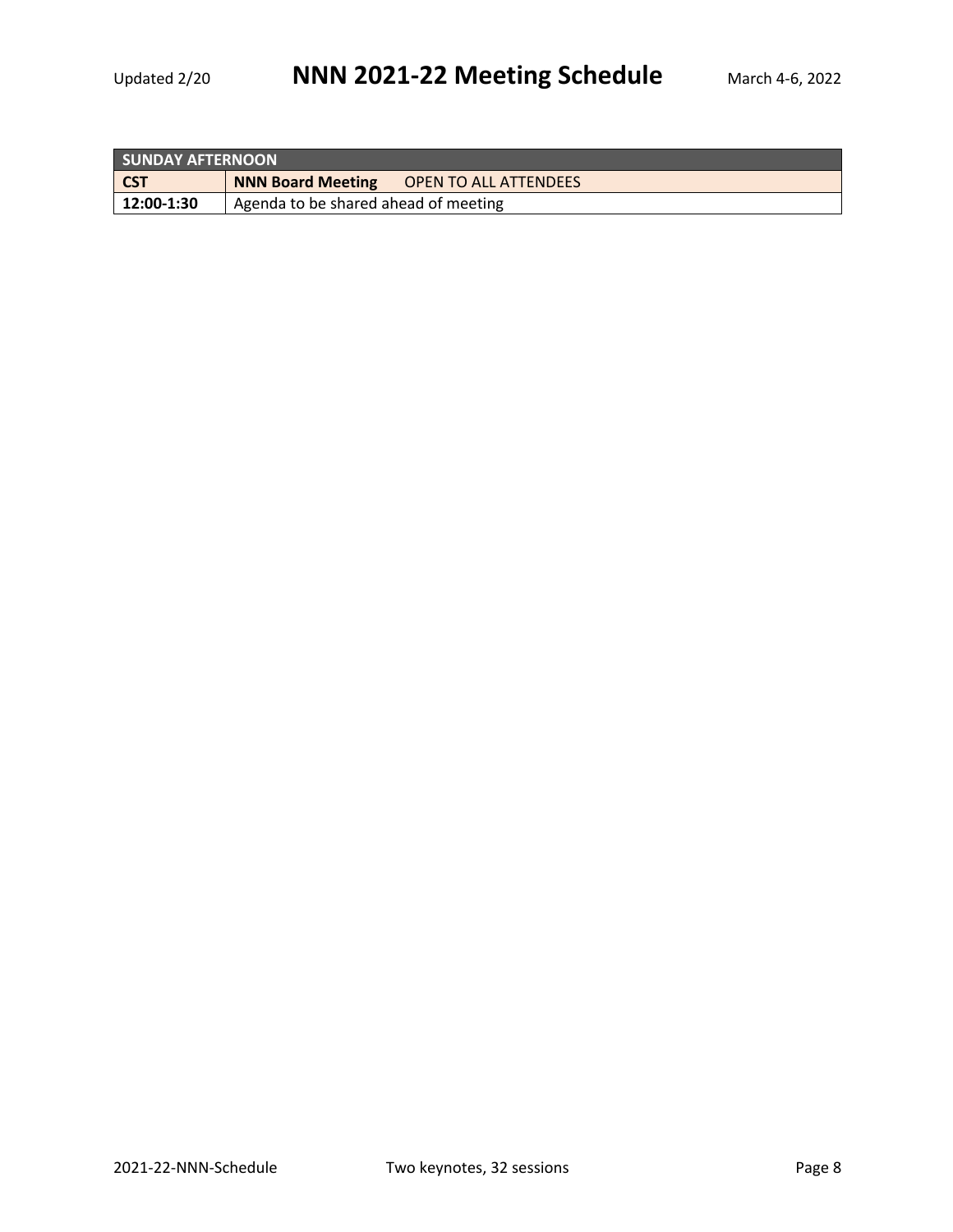| SUNDAY AFTERNOON | |
| --- | --- |
| **CST** | **NNN Board Meeting** OPEN TO ALL ATTENDEES |
| **12:00-1:30** | Agenda to be shared ahead of meeting |